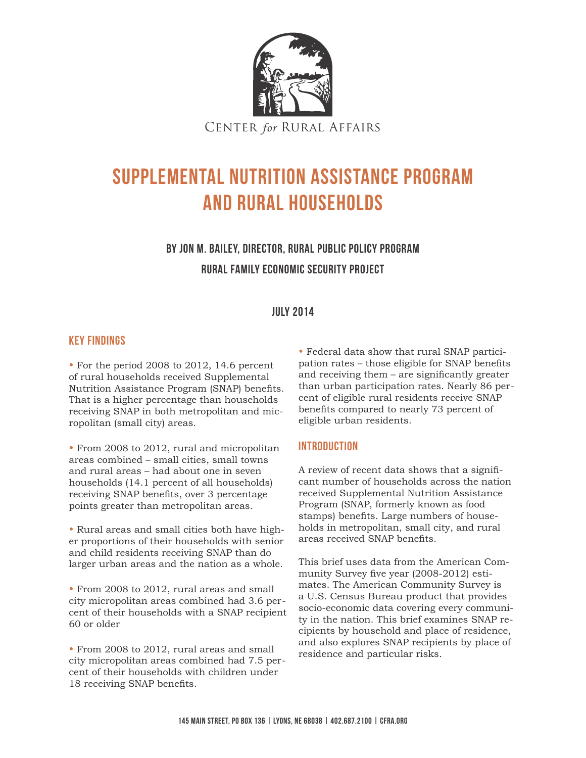CENTER *for* RURAL AFFAIRS

# SUPPLEMENTAL NUTRITION ASSISTANCE PROGRAM AND RURAL HOUSEHOLDS

### BY JON M. BAILEY, DIRECTOR, RURAL PUBLIC POLICY PROGRAM

### RURAL FAMILY ECONOMIC SECURITY PROJECT

### JULY 2014

## KEY FINDINGS

- For the period 2008 to 2012, 14.6 percent of rural households received Supplemental Nutrition Assistance Program (SNAP) benefits. That is a higher percentage than households receiving SNAP in both metropolitan and micropolitan (small city) areas.

- From 2008 to 2012, rural and micropolitan areas combined – small cities, small towns and rural areas – had about one in seven households (14.1 percent of all households) receiving SNAP benefits, over 3 percentage points greater than metropolitan areas.

- Rural areas and small cities both have higher proportions of their households with senior and child residents receiving SNAP than do larger urban areas and the nation as a whole.

- From 2008 to 2012, rural areas and small city micropolitan areas combined had 3.6 percent of their households with a SNAP recipient 60 or older

- From 2008 to 2012, rural areas and small city micropolitan areas combined had 7.5 percent of their households with children under 18 receiving SNAP benefits.

- Federal data show that rural SNAP participation rates – those eligible for SNAP benefits and receiving them – are significantly greater than urban participation rates. Nearly 86 percent of eligible rural residents receive SNAP benefits compared to nearly 73 percent of eligible urban residents.

## INTRODUCTION

A review of recent data shows that a significant number of households across the nation received Supplemental Nutrition Assistance Program (SNAP, formerly known as food stamps) benefits. Large numbers of households in metropolitan, small city, and rural areas received SNAP benefits.

This brief uses data from the American Community Survey five year (2008-2012) estimates. The American Community Survey is a U.S. Census Bureau product that provides socio-economic data covering every community in the nation. This brief examines SNAP recipients by household and place of residence, and also explores SNAP recipients by place of residence and particular risks.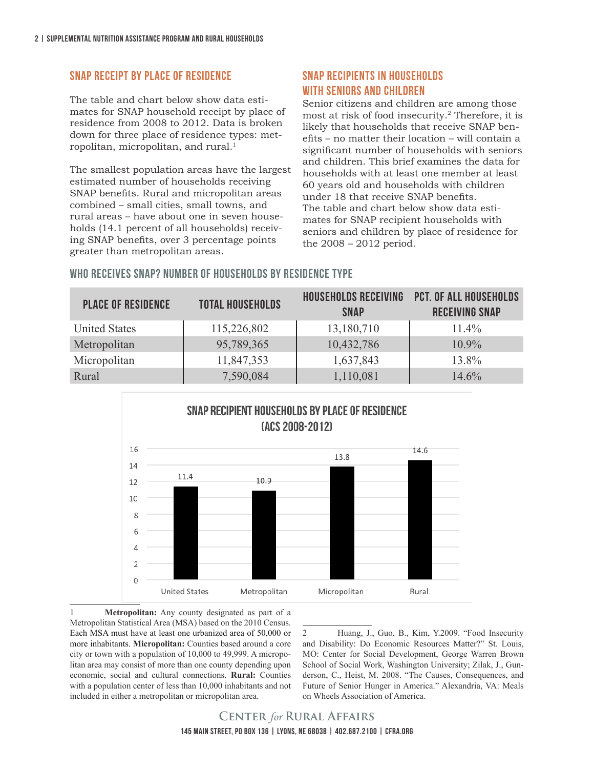## SNAP RECEIPT BY PLACE OF RESIDENCE

The table and chart below show data estimates for SNAP household receipt by place of residence from 2008 to 2012. Data is broken down for three place of residence types: metropolitan, micropolitan, and rural.[1]

The smallest population areas have the largest estimated number of households receiving SNAP benefits. Rural and micropolitan areas combined – small cities, small towns, and rural areas – have about one in seven households (14.1 percent of all households) receiving SNAP benefits, over 3 percentage points greater than metropolitan areas.

## SNAP RECIPIENTS IN HOUSEHOLDS WITH SENIORS AND CHILDREN

Senior citizens and children are among those most at risk of food insecurity.[2] Therefore, it is likely that households that receive SNAP benefits – no matter their location – will contain a significant number of households with seniors and children. This brief examines the data for households with at least one member at least 60 years old and households with children under 18 that receive SNAP benefits.
The table and chart below show data estimates for SNAP recipient households with seniors and children by place of residence for the 2008 – 2012 period.

### WHO RECEIVES SNAP? NUMBER OF HOUSEHOLDS BY RESIDENCE TYPE

| PLACE OF RESIDENCE | TOTAL HOUSEHOLDS | HOUSEHOLDS RECEIVING SNAP | PCT. OF ALL HOUSEHOLDS RECEIVING SNAP |
|---|---|---|---|
| United States | 115,226,802 | 13,180,710 | 11.4% |
| Metropolitan | 95,789,365 | 10,432,786 | 10.9% |
| Micropolitan | 11,847,353 | 1,637,843 | 13.8% |
| Rural | 7,590,084 | 1,110,081 | 14.6% |

### SNAP RECIPIENT HOUSEHOLDS BY PLACE OF RESIDENCE (ACS 2008-2012)

| Place of Residence | Value |
|---|---|
| United States | 11.4 |
| Metropolitan | 10.9 |
| Micropolitan | 13.8 |
| Rural | 14.6 |

---

1 **Metropolitan:** Any county designated as part of a Metropolitan Statistical Area (MSA) based on the 2010 Census. Each MSA must have at least one urbanized area of 50,000 or more inhabitants. **Micropolitan:** Counties based around a core city or town with a population of 10,000 to 49,999. A micropolitan area may consist of more than one county depending upon economic, social and cultural connections. **Rural:** Counties with a population center of less than 10,000 inhabitants and not included in either a metropolitan or micropolitan area.

2 Huang, J., Guo, B., Kim, Y.2009. "Food Insecurity and Disability: Do Economic Resources Matter?" St. Louis, MO: Center for Social Development, George Warren Brown School of Social Work, Washington University; Zilak, J., Gunderson, C., Heist, M. 2008. "The Causes, Consequences, and Future of Senior Hunger in America." Alexandria, VA: Meals on Wheels Association of America.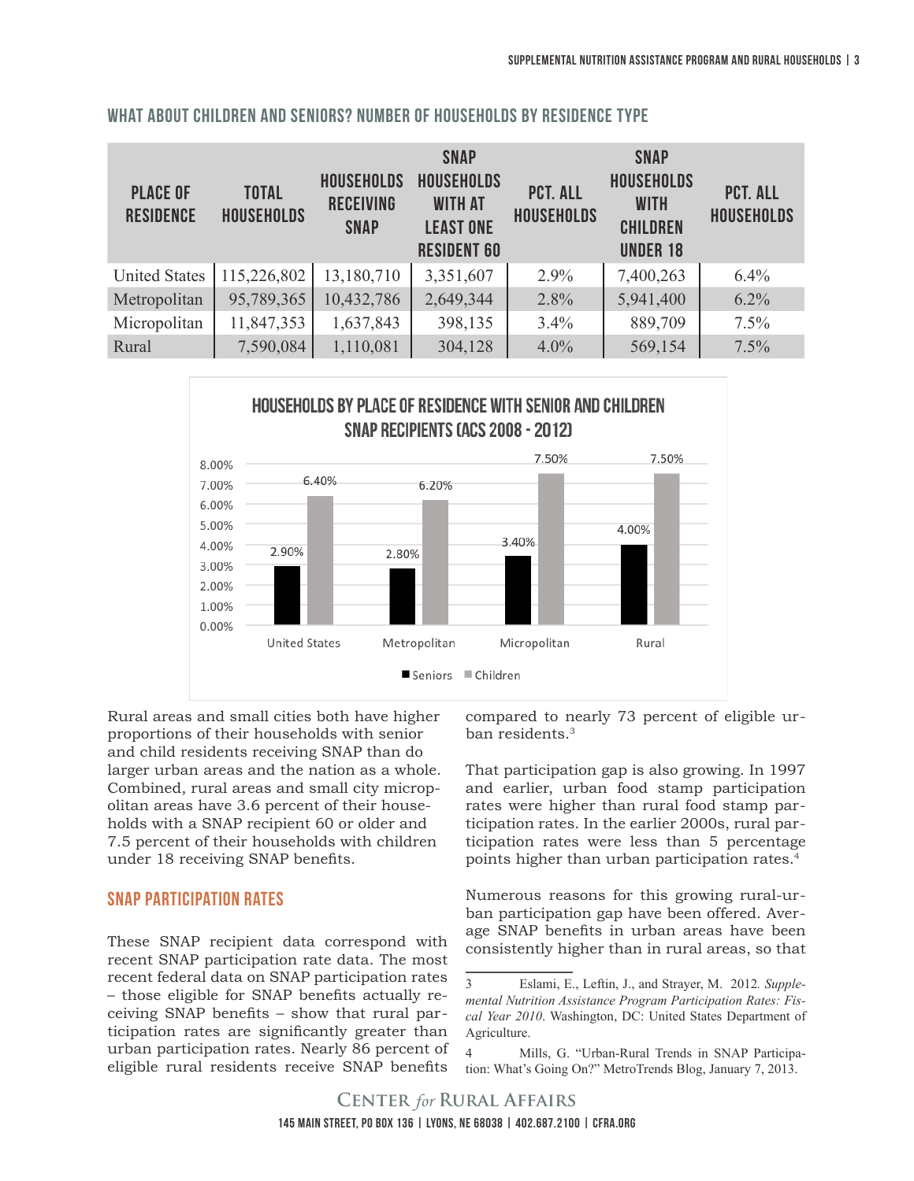## WHAT ABOUT CHILDREN AND SENIORS? NUMBER OF HOUSEHOLDS BY RESIDENCE TYPE

| PLACE OF RESIDENCE | TOTAL HOUSEHOLDS | HOUSEHOLDS RECEIVING SNAP | SNAP HOUSEHOLDS WITH AT LEAST ONE RESIDENT 60 | PCT. ALL HOUSEHOLDS | SNAP HOUSEHOLDS WITH CHILDREN UNDER 18 | PCT. ALL HOUSEHOLDS |
|---|---|---|---|---|---|---|
| United States | 115,226,802 | 13,180,710 | 3,351,607 | 2.9% | 7,400,263 | 6.4% |
| Metropolitan | 95,789,365 | 10,432,786 | 2,649,344 | 2.8% | 5,941,400 | 6.2% |
| Micropolitan | 11,847,353 | 1,637,843 | 398,135 | 3.4% | 889,709 | 7.5% |
| Rural | 7,590,084 | 1,110,081 | 304,128 | 4.0% | 569,154 | 7.5% |

**HOUSEHOLDS BY PLACE OF RESIDENCE WITH SENIOR AND CHILDREN SNAP RECIPIENTS (ACS 2008 - 2012)**

| | Seniors | Children |
|---|---|---|
| United States | 2.90% | 6.40% |
| Metropolitan | 2.80% | 6.20% |
| Micropolitan | 3.40% | 7.50% |
| Rural | 4.00% | 7.50% |

Rural areas and small cities both have higher proportions of their households with senior and child residents receiving SNAP than do larger urban areas and the nation as a whole. Combined, rural areas and small city micropolitan areas have 3.6 percent of their households with a SNAP recipient 60 or older and 7.5 percent of their households with children under 18 receiving SNAP benefits.

## SNAP PARTICIPATION RATES

These SNAP recipient data correspond with recent SNAP participation rate data. The most recent federal data on SNAP participation rates – those eligible for SNAP benefits actually receiving SNAP benefits – show that rural participation rates are significantly greater than urban participation rates. Nearly 86 percent of eligible rural residents receive SNAP benefits compared to nearly 73 percent of eligible urban residents.[3]

That participation gap is also growing. In 1997 and earlier, urban food stamp participation rates were higher than rural food stamp participation rates. In the earlier 2000s, rural participation rates were less than 5 percentage points higher than urban participation rates.[4]

Numerous reasons for this growing rural-urban participation gap have been offered. Average SNAP benefits in urban areas have been consistently higher than in rural areas, so that

---

3 Eslami, E., Leftin, J., and Strayer, M. 2012. *Supplemental Nutrition Assistance Program Participation Rates: Fiscal Year 2010*. Washington, DC: United States Department of Agriculture.

4 Mills, G. "Urban-Rural Trends in SNAP Participation: What's Going On?" MetroTrends Blog, January 7, 2013.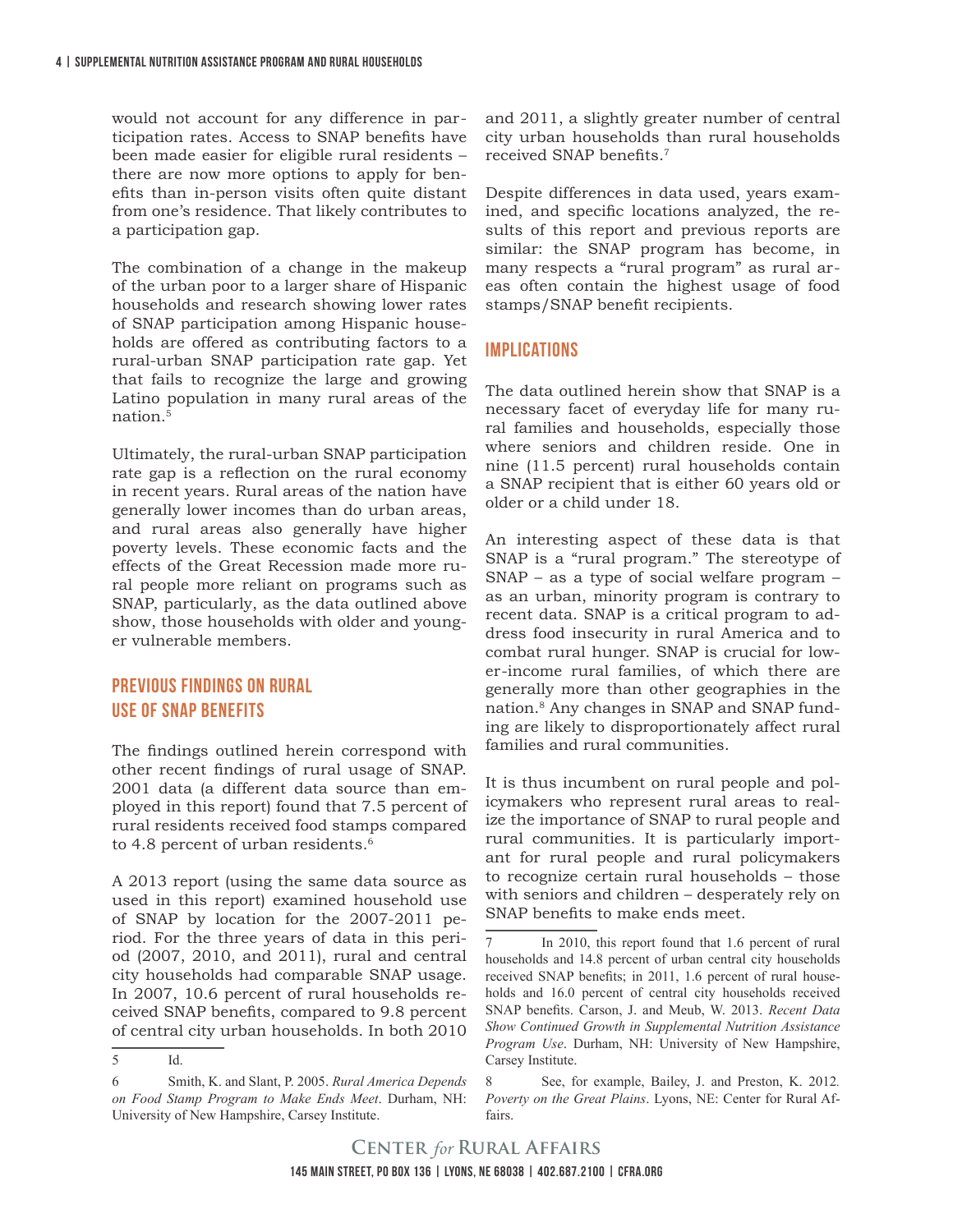would not account for any difference in participation rates. Access to SNAP benefits have been made easier for eligible rural residents – there are now more options to apply for benefits than in-person visits often quite distant from one's residence. That likely contributes to a participation gap.

The combination of a change in the makeup of the urban poor to a larger share of Hispanic households and research showing lower rates of SNAP participation among Hispanic households are offered as contributing factors to a rural-urban SNAP participation rate gap. Yet that fails to recognize the large and growing Latino population in many rural areas of the nation.[5]

Ultimately, the rural-urban SNAP participation rate gap is a reflection on the rural economy in recent years. Rural areas of the nation have generally lower incomes than do urban areas, and rural areas also generally have higher poverty levels. These economic facts and the effects of the Great Recession made more rural people more reliant on programs such as SNAP, particularly, as the data outlined above show, those households with older and younger vulnerable members.

## PREVIOUS FINDINGS ON RURAL USE OF SNAP BENEFITS

The findings outlined herein correspond with other recent findings of rural usage of SNAP. 2001 data (a different data source than employed in this report) found that 7.5 percent of rural residents received food stamps compared to 4.8 percent of urban residents.[6]

A 2013 report (using the same data source as used in this report) examined household use of SNAP by location for the 2007-2011 period. For the three years of data in this period (2007, 2010, and 2011), rural and central city households had comparable SNAP usage. In 2007, 10.6 percent of rural households received SNAP benefits, compared to 9.8 percent of central city urban households. In both 2010 and 2011, a slightly greater number of central city urban households than rural households received SNAP benefits.[7]

Despite differences in data used, years examined, and specific locations analyzed, the results of this report and previous reports are similar: the SNAP program has become, in many respects a "rural program" as rural areas often contain the highest usage of food stamps/SNAP benefit recipients.

## IMPLICATIONS

The data outlined herein show that SNAP is a necessary facet of everyday life for many rural families and households, especially those where seniors and children reside. One in nine (11.5 percent) rural households contain a SNAP recipient that is either 60 years old or older or a child under 18.

An interesting aspect of these data is that SNAP is a "rural program." The stereotype of SNAP – as a type of social welfare program – as an urban, minority program is contrary to recent data. SNAP is a critical program to address food insecurity in rural America and to combat rural hunger. SNAP is crucial for lower-income rural families, of which there are generally more than other geographies in the nation.[8] Any changes in SNAP and SNAP funding are likely to disproportionately affect rural families and rural communities.

It is thus incumbent on rural people and policymakers who represent rural areas to realize the importance of SNAP to rural people and rural communities. It is particularly important for rural people and rural policymakers to recognize certain rural households – those with seniors and children – desperately rely on SNAP benefits to make ends meet.

---

5 Id.

6 Smith, K. and Slant, P. 2005. *Rural America Depends on Food Stamp Program to Make Ends Meet*. Durham, NH: University of New Hampshire, Carsey Institute.

7 In 2010, this report found that 1.6 percent of rural households and 14.8 percent of urban central city households received SNAP benefits; in 2011, 1.6 percent of rural households and 16.0 percent of central city households received SNAP benefits. Carson, J. and Meub, W. 2013. *Recent Data Show Continued Growth in Supplemental Nutrition Assistance Program Use*. Durham, NH: University of New Hampshire, Carsey Institute.

8 See, for example, Bailey, J. and Preston, K. 2012. *Poverty on the Great Plains*. Lyons, NE: Center for Rural Affairs.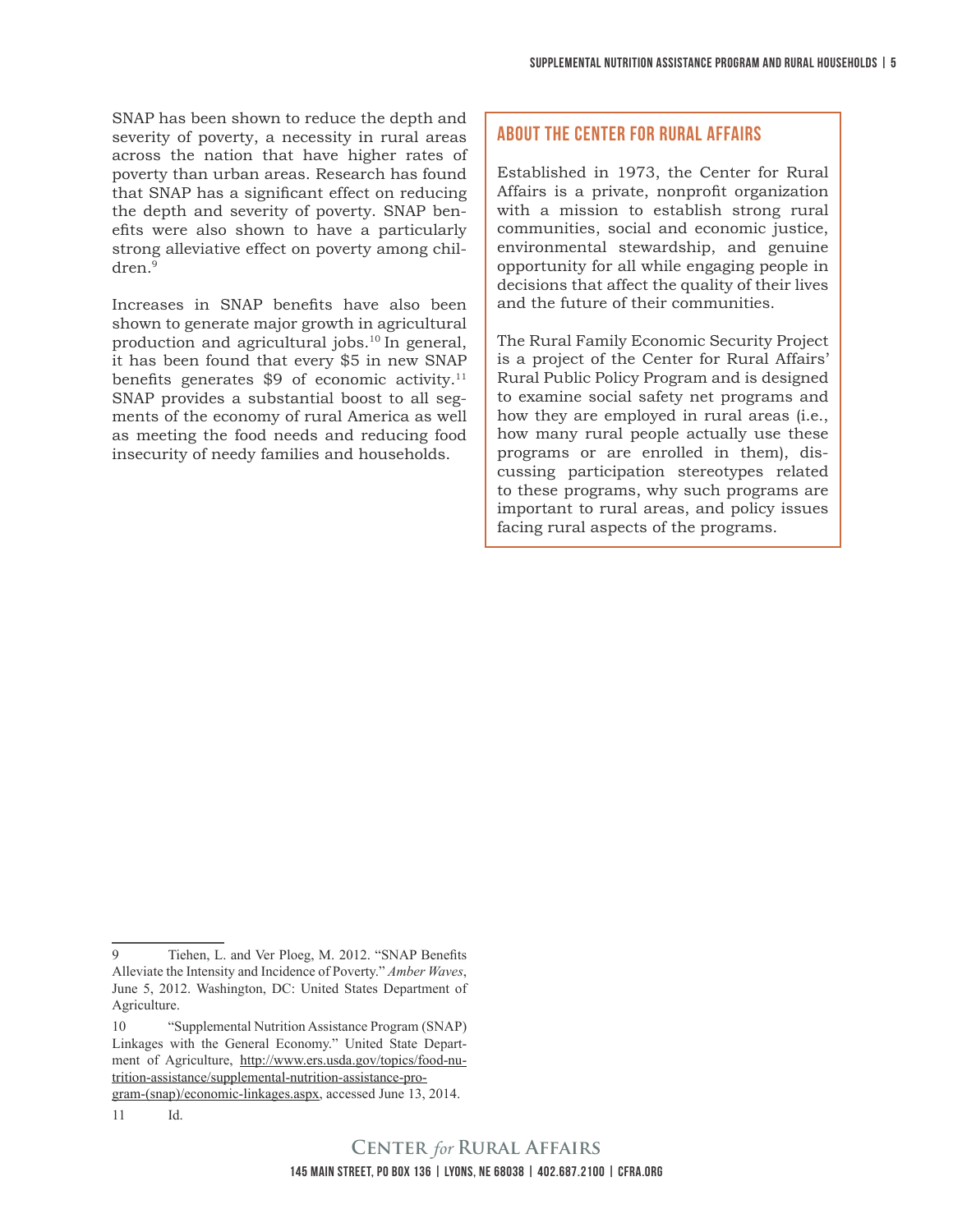SNAP has been shown to reduce the depth and severity of poverty, a necessity in rural areas across the nation that have higher rates of poverty than urban areas. Research has found that SNAP has a significant effect on reducing the depth and severity of poverty. SNAP benefits were also shown to have a particularly strong alleviative effect on poverty among children.[9]

Increases in SNAP benefits have also been shown to generate major growth in agricultural production and agricultural jobs.[10] In general, it has been found that every $5 in new SNAP benefits generates $9 of economic activity.[11] SNAP provides a substantial boost to all segments of the economy of rural America as well as meeting the food needs and reducing food insecurity of needy families and households.

## About the Center for Rural Affairs

Established in 1973, the Center for Rural Affairs is a private, nonprofit organization with a mission to establish strong rural communities, social and economic justice, environmental stewardship, and genuine opportunity for all while engaging people in decisions that affect the quality of their lives and the future of their communities.

The Rural Family Economic Security Project is a project of the Center for Rural Affairs' Rural Public Policy Program and is designed to examine social safety net programs and how they are employed in rural areas (i.e., how many rural people actually use these programs or are enrolled in them), discussing participation stereotypes related to these programs, why such programs are important to rural areas, and policy issues facing rural aspects of the programs.

---

9 Tiehen, L. and Ver Ploeg, M. 2012. "SNAP Benefits Alleviate the Intensity and Incidence of Poverty." *Amber Waves*, June 5, 2012. Washington, DC: United States Department of Agriculture.

10 "Supplemental Nutrition Assistance Program (SNAP) Linkages with the General Economy." United State Department of Agriculture, http://www.ers.usda.gov/topics/food-nutrition-assistance/supplemental-nutrition-assistance-program-(snap)/economic-linkages.aspx, accessed June 13, 2014.

11 Id.

Center *for* Rural Affairs

145 Main Street, PO Box 136 | Lyons, NE 68038 | 402.687.2100 | cfra.org